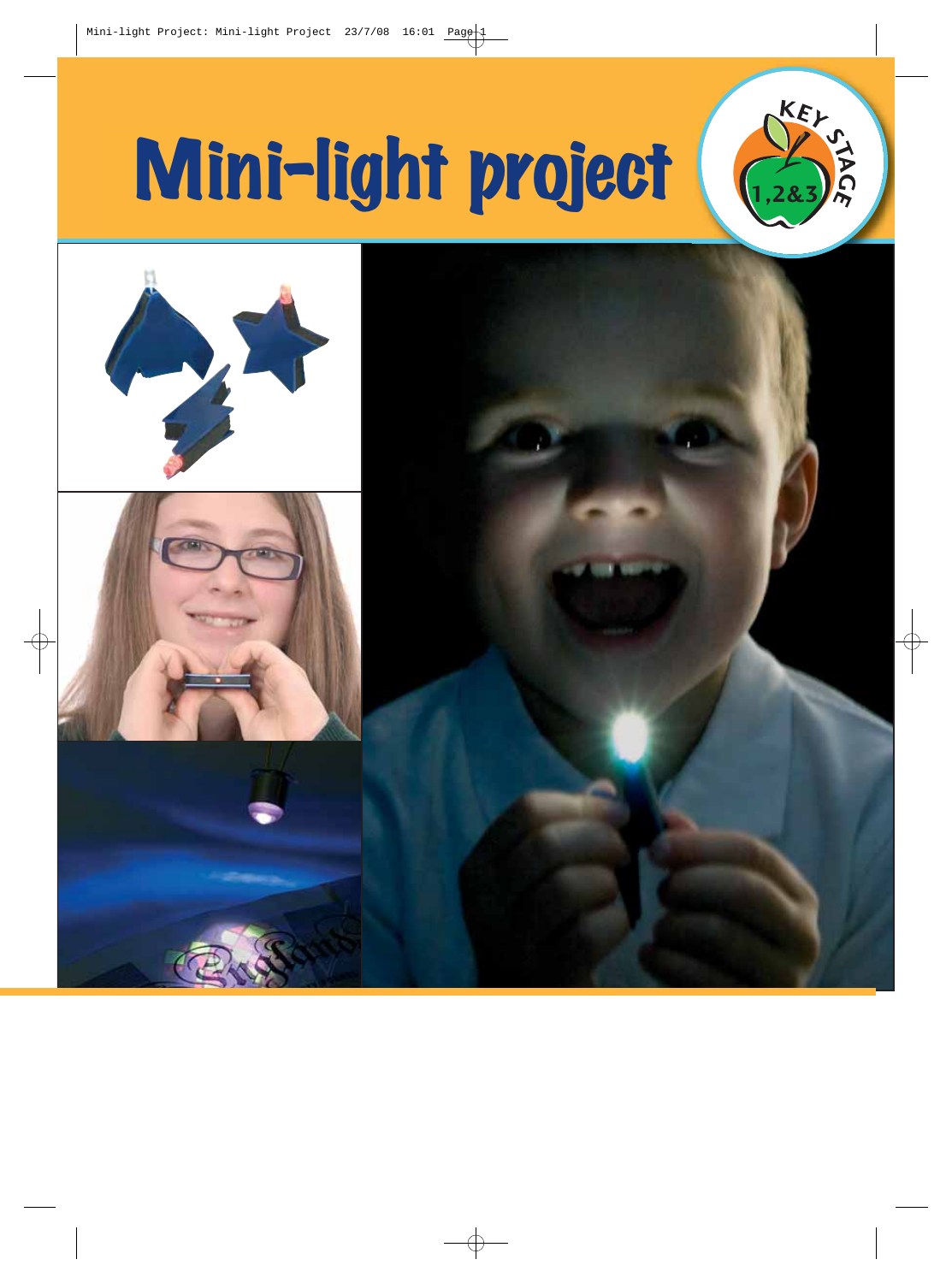# Mini-light project

KEY STAGE 1,2&3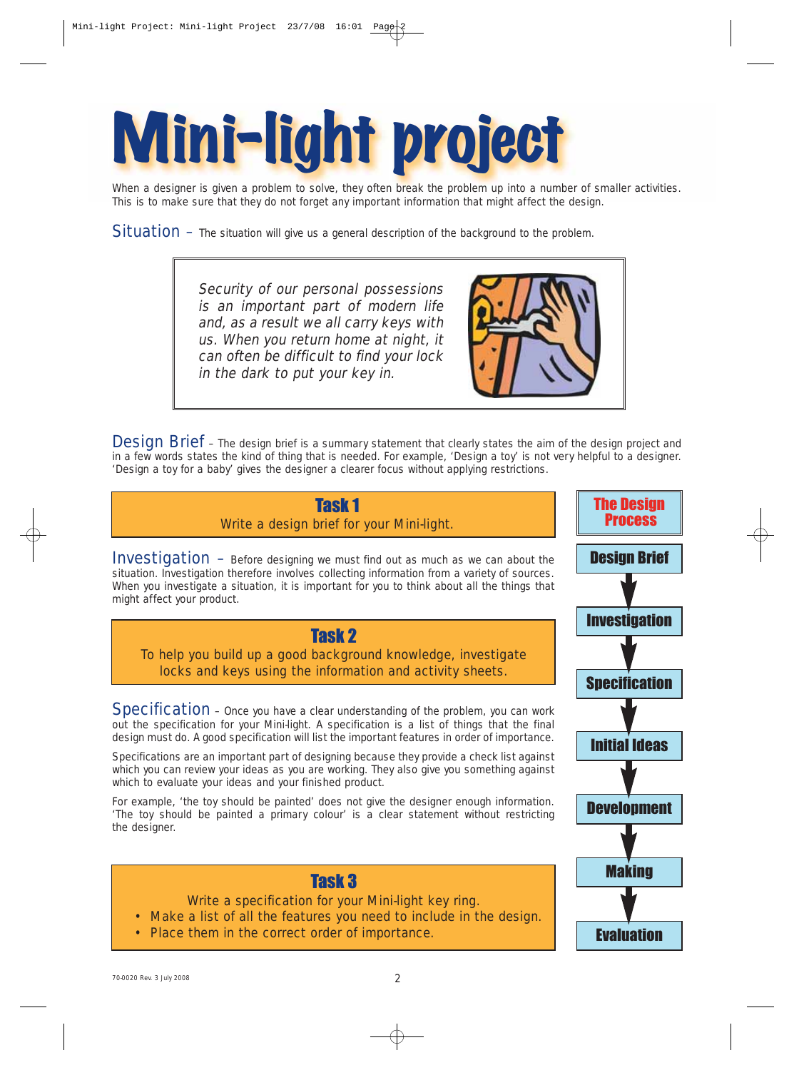# Mini-light project

When a designer is given a problem to solve, they often break the problem up into a number of smaller activities. This is to make sure that they do not forget any important information that might affect the design.

**Situation** – The situation will give us a general description of the background to the problem.

> *Security of our personal possessions is an important part of modern life and, as a result we all carry keys with us. When you return home at night, it can often be difficult to find your lock in the dark to put your key in.*

**Design Brief** – The design brief is a summary statement that clearly states the aim of the design project and in a few words states the kind of thing that is needed. For example, 'Design a toy' is not very helpful to a designer. 'Design a toy for a baby' gives the designer a clearer focus without applying restrictions.

### Task 1

Write a design brief for your Mini-light.

**Investigation** – Before designing we must find out as much as we can about the situation. Investigation therefore involves collecting information from a variety of sources. When you investigate a situation, it is important for you to think about all the things that might affect your product.

### Task 2

To help you build up a good background knowledge, investigate locks and keys using the information and activity sheets.

**Specification** – Once you have a clear understanding of the problem, you can work out the specification for your Mini-light. A specification is a list of things that the final design must do. A good specification will list the important features in order of importance.

Specifications are an important part of designing because they provide a check list against which you can review your ideas as you are working. They also give you something against which to evaluate your ideas and your finished product.

For example, 'the toy should be painted' does not give the designer enough information. 'The toy should be painted a primary colour' is a clear statement without restricting the designer.

### Task 3

Write a specification for your Mini-light key ring.

- Make a list of all the features you need to include in the design.
- Place them in the correct order of importance.

**The Design Process**

Design Brief → Investigation → Specification → Initial Ideas → Development → Making → Evaluation

70-0020 Rev. 3 July 2008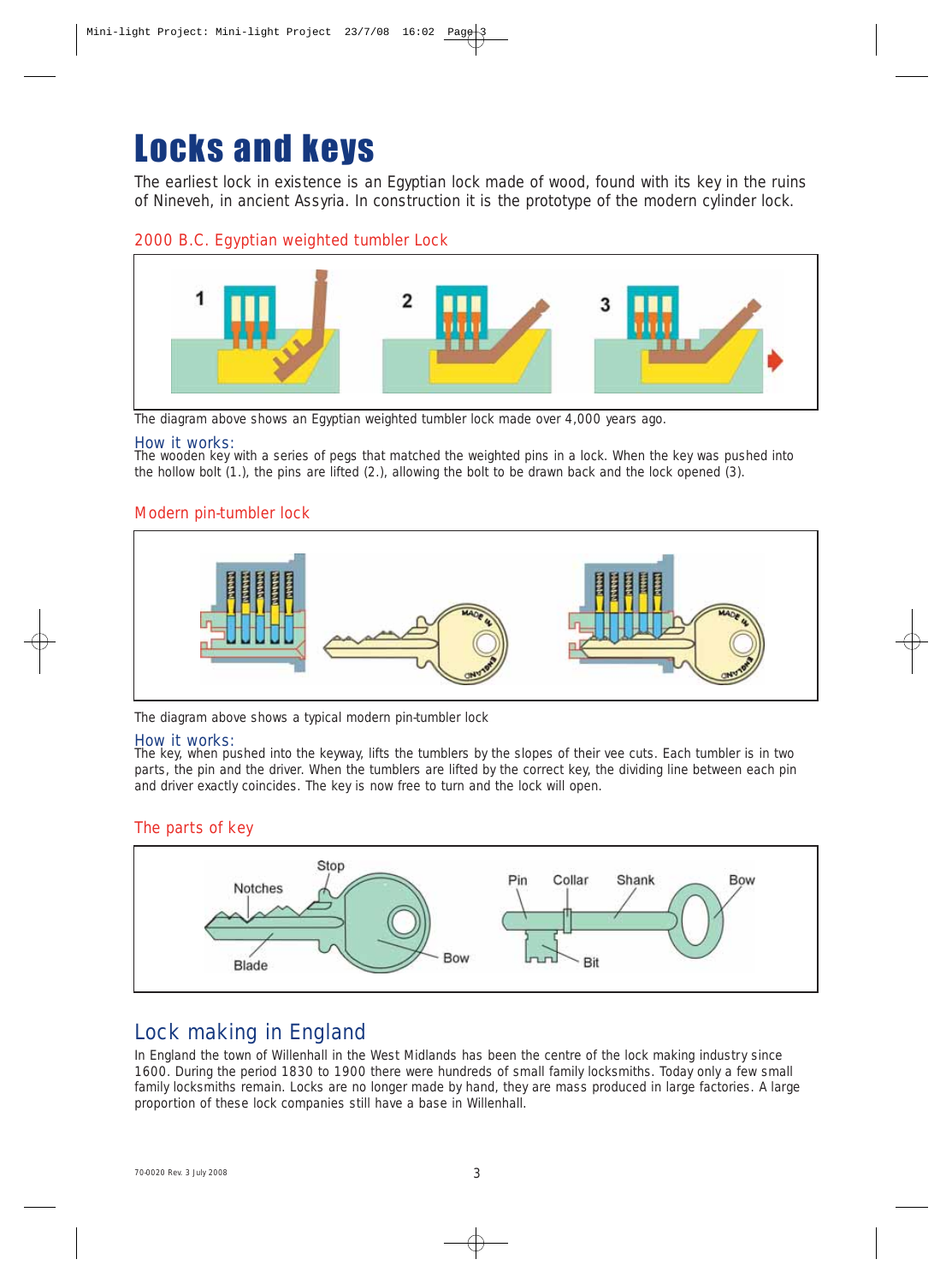# Locks and keys

The earliest lock in existence is an Egyptian lock made of wood, found with its key in the ruins of Nineveh, in ancient Assyria. In construction it is the prototype of the modern cylinder lock.

## 2000 B.C. Egyptian weighted tumbler Lock

The diagram above shows an Egyptian weighted tumbler lock made over 4,000 years ago.

### How it works:

The wooden key with a series of pegs that matched the weighted pins in a lock. When the key was pushed into the hollow bolt (1.), the pins are lifted (2.), allowing the bolt to be drawn back and the lock opened (3).

## Modern pin-tumbler lock

The diagram above shows a typical modern pin-tumbler lock

### How it works:

The key, when pushed into the keyway, lifts the tumblers by the slopes of their vee cuts. Each tumbler is in two parts, the pin and the driver. When the tumblers are lifted by the correct key, the dividing line between each pin and driver exactly coincides. The key is now free to turn and the lock will open.

## The parts of key

## Lock making in England

In England the town of Willenhall in the West Midlands has been the centre of the lock making industry since 1600. During the period 1830 to 1900 there were hundreds of small family locksmiths. Today only a few small family locksmiths remain. Locks are no longer made by hand, they are mass produced in large factories. A large proportion of these lock companies still have a base in Willenhall.

70-0020 Rev. 3 July 2008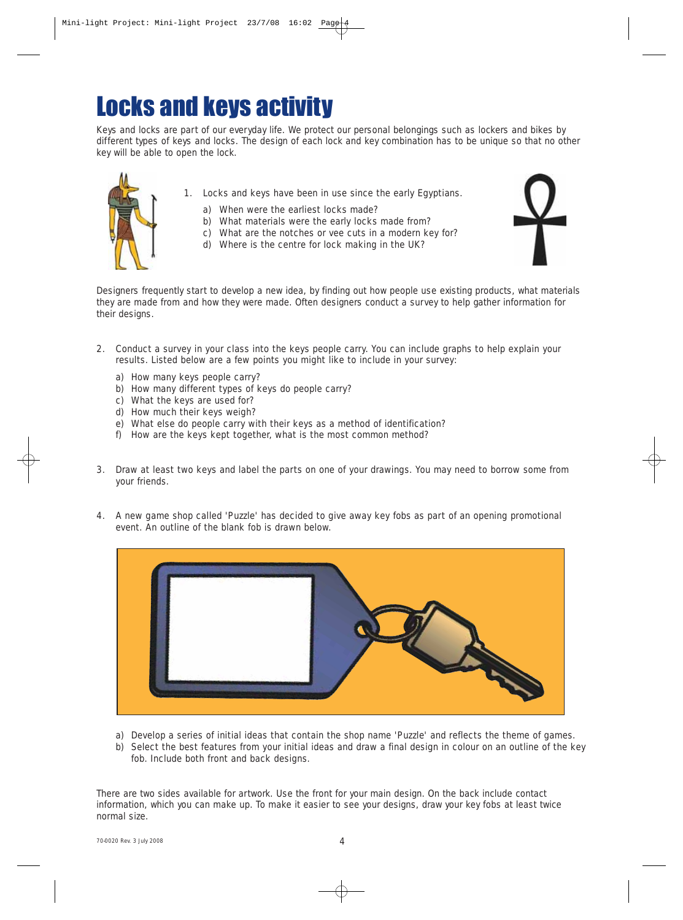# Locks and keys activity

Keys and locks are part of our everyday life. We protect our personal belongings such as lockers and bikes by different types of keys and locks. The design of each lock and key combination has to be unique so that no other key will be able to open the lock.

1. Locks and keys have been in use since the early Egyptians.
   - a) When were the earliest locks made?
   - b) What materials were the early locks made from?
   - c) What are the notches or vee cuts in a modern key for?
   - d) Where is the centre for lock making in the UK?

Designers frequently start to develop a new idea, by finding out how people use existing products, what materials they are made from and how they were made. Often designers conduct a survey to help gather information for their designs.

2. Conduct a survey in your class into the keys people carry. You can include graphs to help explain your results. Listed below are a few points you might like to include in your survey:
   - a) How many keys people carry?
   - b) How many different types of keys do people carry?
   - c) What the keys are used for?
   - d) How much their keys weigh?
   - e) What else do people carry with their keys as a method of identification?
   - f) How are the keys kept together, what is the most common method?

3. Draw at least two keys and label the parts on one of your drawings. You may need to borrow some from your friends.

4. A new game shop called 'Puzzle' has decided to give away key fobs as part of an opening promotional event. An outline of the blank fob is drawn below.
   - a) Develop a series of initial ideas that contain the shop name 'Puzzle' and reflects the theme of games.
   - b) Select the best features from your initial ideas and draw a final design in colour on an outline of the key fob. Include both front and back designs.

There are two sides available for artwork. Use the front for your main design. On the back include contact information, which you can make up. To make it easier to see your designs, draw your key fobs at least twice normal size.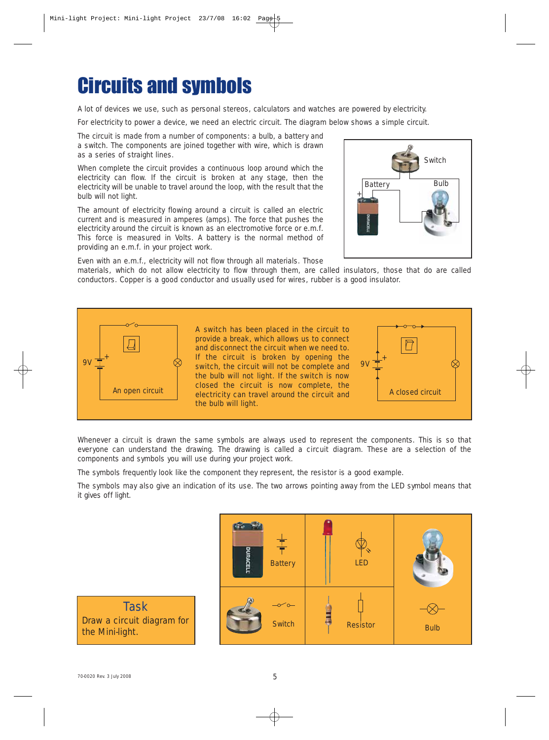# Circuits and symbols

A lot of devices we use, such as personal stereos, calculators and watches are powered by electricity.

For electricity to power a device, we need an electric circuit. The diagram below shows a simple circuit.

The circuit is made from a number of components: a bulb, a battery and a switch. The components are joined together with wire, which is drawn as a series of straight lines.

When complete the circuit provides a continuous loop around which the electricity can flow. If the circuit is broken at any stage, then the electricity will be unable to travel around the loop, with the result that the bulb will not light.

The amount of electricity flowing around a circuit is called an electric current and is measured in amperes (amps). The force that pushes the electricity around the circuit is known as an electromotive force or e.m.f. This force is measured in Volts. A battery is the normal method of providing an e.m.f. in your project work.

Even with an e.m.f., electricity will not flow through all materials. Those materials, which do not allow electricity to flow through them, are called insulators, those that do are called conductors. Copper is a good conductor and usually used for wires, rubber is a good insulator.

Switch

Battery

Bulb

An open circuit

A switch has been placed in the circuit to provide a break, which allows us to connect and disconnect the circuit when we need to. If the circuit is broken by opening the switch, the circuit will not be complete and the bulb will not light. If the switch is now closed the circuit is now complete, the electricity can travel around the circuit and the bulb will light.

A closed circuit

Whenever a circuit is drawn the same symbols are always used to represent the components. This is so that everyone can understand the drawing. The drawing is called a circuit diagram. These are a selection of the components and symbols you will use during your project work.

The symbols frequently look like the component they represent, the resistor is a good example.

The symbols may also give an indication of its use. The two arrows pointing away from the LED symbol means that it gives off light.

**Task**

Draw a circuit diagram for the Mini-light.

| Battery | LED | Bulb |
|---|---|---|
| Switch | Resistor | |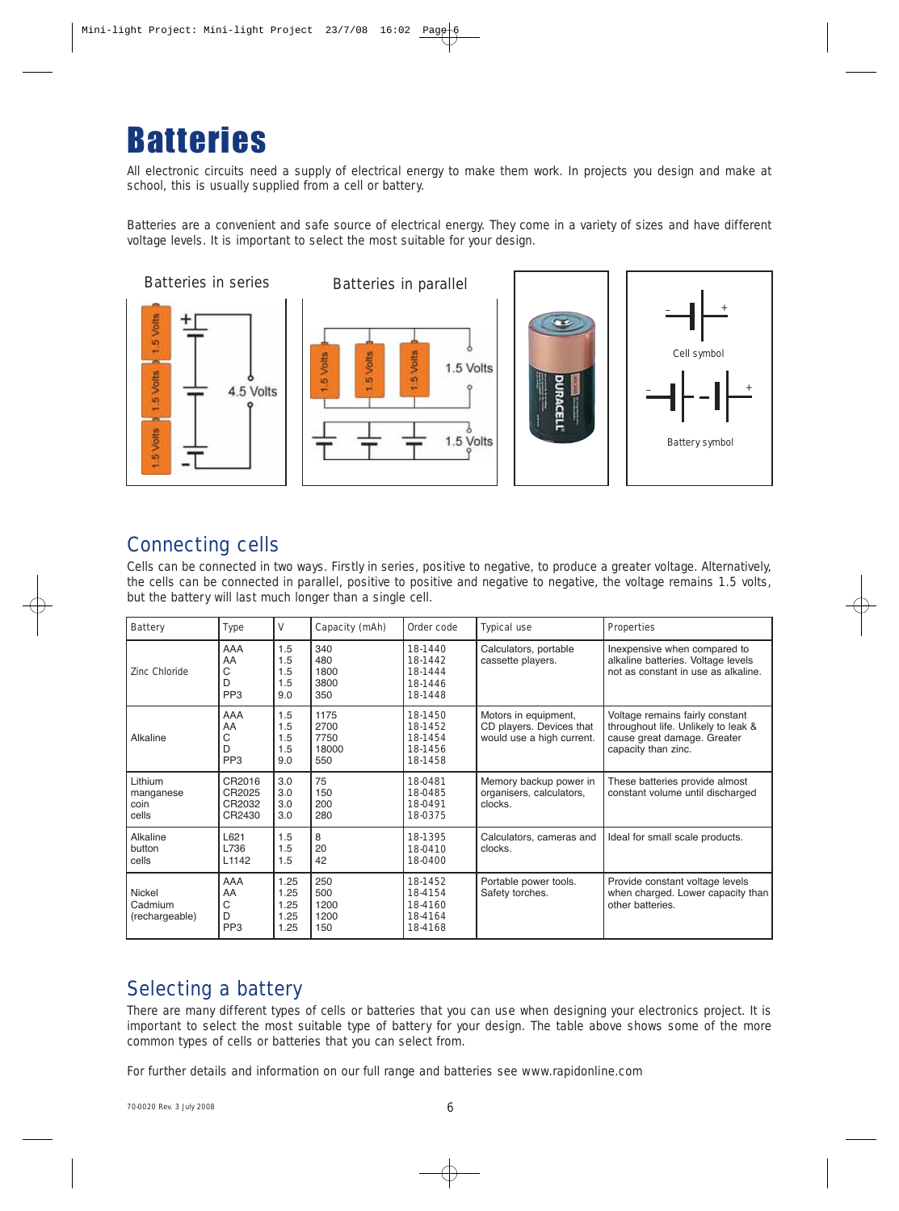# Batteries

All electronic circuits need a supply of electrical energy to make them work. In projects you design and make at school, this is usually supplied from a cell or battery.

Batteries are a convenient and safe source of electrical energy. They come in a variety of sizes and have different voltage levels. It is important to select the most suitable for your design.

Batteries in series

Batteries in parallel

Cell symbol

Battery symbol

## Connecting cells

Cells can be connected in two ways. Firstly in series, positive to negative, to produce a greater voltage. Alternatively, the cells can be connected in parallel, positive to positive and negative to negative, the voltage remains 1.5 volts, but the battery will last much longer than a single cell.

| Battery | Type | V | Capacity (mAh) | Order code | Typical use | Properties |
|---|---|---|---|---|---|---|
| Zinc Chloride | AAA<br>AA<br>C<br>D<br>PP3 | 1.5<br>1.5<br>1.5<br>1.5<br>9.0 | 340<br>480<br>1800<br>3800<br>350 | 18-1440<br>18-1442<br>18-1444<br>18-1446<br>18-1448 | Calculators, portable cassette players. | Inexpensive when compared to alkaline batteries. Voltage levels not as constant in use as alkaline. |
| Alkaline | AAA<br>AA<br>C<br>D<br>PP3 | 1.5<br>1.5<br>1.5<br>1.5<br>9.0 | 1175<br>2700<br>7750<br>18000<br>550 | 18-1450<br>18-1452<br>18-1454<br>18-1456<br>18-1458 | Motors in equipment, CD players. Devices that would use a high current. | Voltage remains fairly constant throughout life. Unlikely to leak & cause great damage. Greater capacity than zinc. |
| Lithium manganese coin cells | CR2016<br>CR2025<br>CR2032<br>CR2430 | 3.0<br>3.0<br>3.0<br>3.0 | 75<br>150<br>200<br>280 | 18-0481<br>18-0485<br>18-0491<br>18-0375 | Memory backup power in organisers, calculators, clocks. | These batteries provide almost constant volume until discharged |
| Alkaline button cells | L621<br>L736<br>L1142 | 1.5<br>1.5<br>1.5 | 8<br>20<br>42 | 18-1395<br>18-0410<br>18-0400 | Calculators, cameras and clocks. | Ideal for small scale products. |
| Nickel Cadmium (rechargeable) | AAA<br>AA<br>C<br>D<br>PP3 | 1.25<br>1.25<br>1.25<br>1.25<br>1.25 | 250<br>500<br>1200<br>1200<br>150 | 18-1452<br>18-4154<br>18-4160<br>18-4164<br>18-4168 | Portable power tools. Safety torches. | Provide constant voltage levels when charged. Lower capacity than other batteries. |

## Selecting a battery

There are many different types of cells or batteries that you can use when designing your electronics project. It is important to select the most suitable type of battery for your design. The table above shows some of the more common types of cells or batteries that you can select from.

For further details and information on our full range and batteries see www.rapidonline.com

70-0020 Rev. 3 July 2008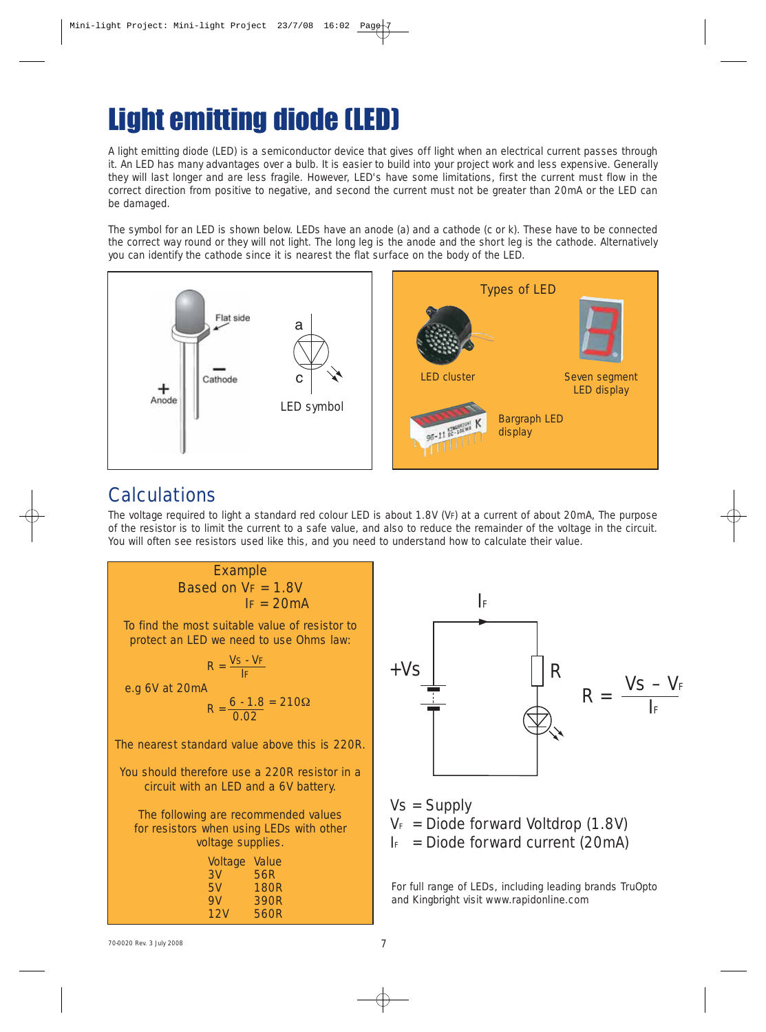# Light emitting diode (LED)

A light emitting diode (LED) is a semiconductor device that gives off light when an electrical current passes through it. An LED has many advantages over a bulb. It is easier to build into your project work and less expensive. Generally they will last longer and are less fragile. However, LED's have some limitations, first the current must flow in the correct direction from positive to negative, and second the current must not be greater than 20mA or the LED can be damaged.

The symbol for an LED is shown below. LEDs have an anode (a) and a cathode (c or k). These have to be connected the correct way round or they will not light. The long leg is the anode and the short leg is the cathode. Alternatively you can identify the cathode since it is nearest the flat surface on the body of the LED.

Flat side

Cathode

Anode

LED symbol

Types of LED

LED cluster

Seven segment LED display

Bargraph LED display

## Calculations

The voltage required to light a standard red colour LED is about 1.8V ($V_F$) at a current of about 20mA, The purpose of the resistor is to limit the current to a safe value, and also to reduce the remainder of the voltage in the circuit. You will often see resistors used like this, and you need to understand how to calculate their value.

**Example**

Based on $V_F = 1.8V$

$I_F = 20mA$

To find the most suitable value of resistor to protect an LED we need to use Ohms law:

$$R = \frac{V_S - V_F}{I_F}$$

e.g 6V at 20mA

$$R = \frac{6 - 1.8}{0.02} = 210\Omega$$

The nearest standard value above this is 220R.

You should therefore use a 220R resistor in a circuit with an LED and a 6V battery.

The following are recommended values for resistors when using LEDs with other voltage supplies.

| Voltage | Value |
|---|---|
| 3V | 56R |
| 5V | 180R |
| 9V | 390R |
| 12V | 560R |

$$R = \frac{V_S - V_F}{I_F}$$

$V_S$ = Supply

$V_F$ = Diode forward Voltdrop (1.8V)

$I_F$ = Diode forward current (20mA)

For full range of LEDs, including leading brands TruOpto and Kingbright visit www.rapidonline.com

70-0020 Rev. 3 July 2008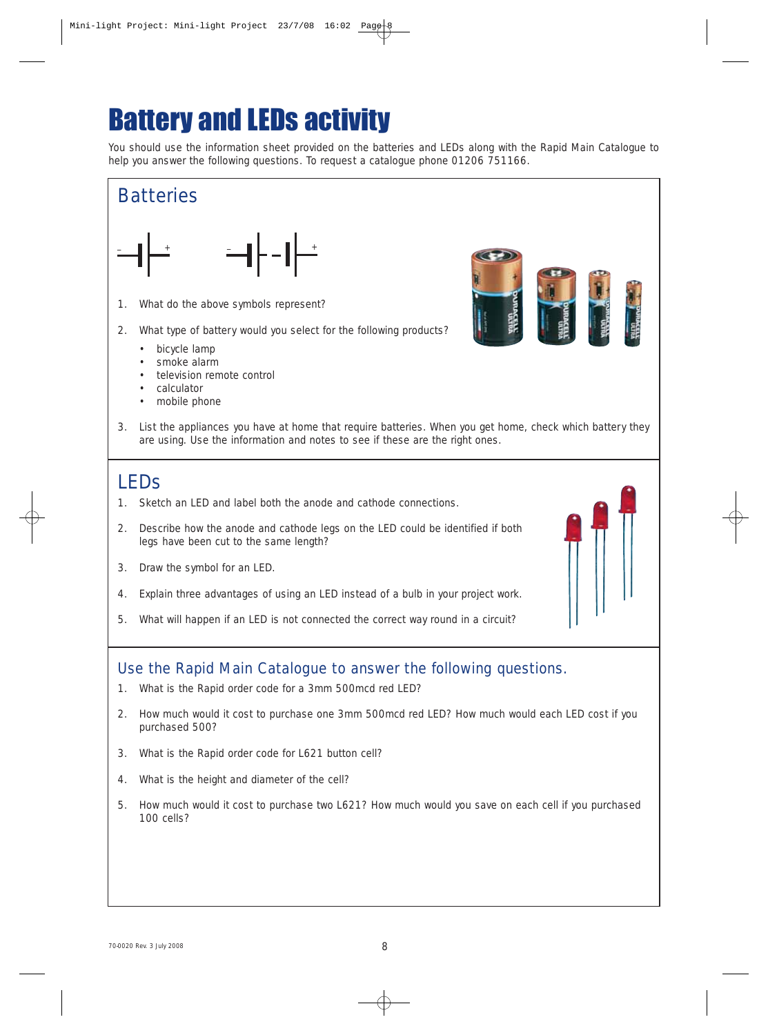# Battery and LEDs activity

You should use the information sheet provided on the batteries and LEDs along with the Rapid Main Catalogue to help you answer the following questions. To request a catalogue phone 01206 751166.

## Batteries

1. What do the above symbols represent?
2. What type of battery would you select for the following products?
   - bicycle lamp
   - smoke alarm
   - television remote control
   - calculator
   - mobile phone
3. List the appliances you have at home that require batteries. When you get home, check which battery they are using. Use the information and notes to see if these are the right ones.

## LEDs

1. Sketch an LED and label both the anode and cathode connections.
2. Describe how the anode and cathode legs on the LED could be identified if both legs have been cut to the same length?
3. Draw the symbol for an LED.
4. Explain three advantages of using an LED instead of a bulb in your project work.
5. What will happen if an LED is not connected the correct way round in a circuit?

## Use the Rapid Main Catalogue to answer the following questions.

1. What is the Rapid order code for a 3mm 500mcd red LED?
2. How much would it cost to purchase one 3mm 500mcd red LED? How much would each LED cost if you purchased 500?
3. What is the Rapid order code for L621 button cell?
4. What is the height and diameter of the cell?
5. How much would it cost to purchase two L621? How much would you save on each cell if you purchased 100 cells?

70-0020 Rev. 3 July 2008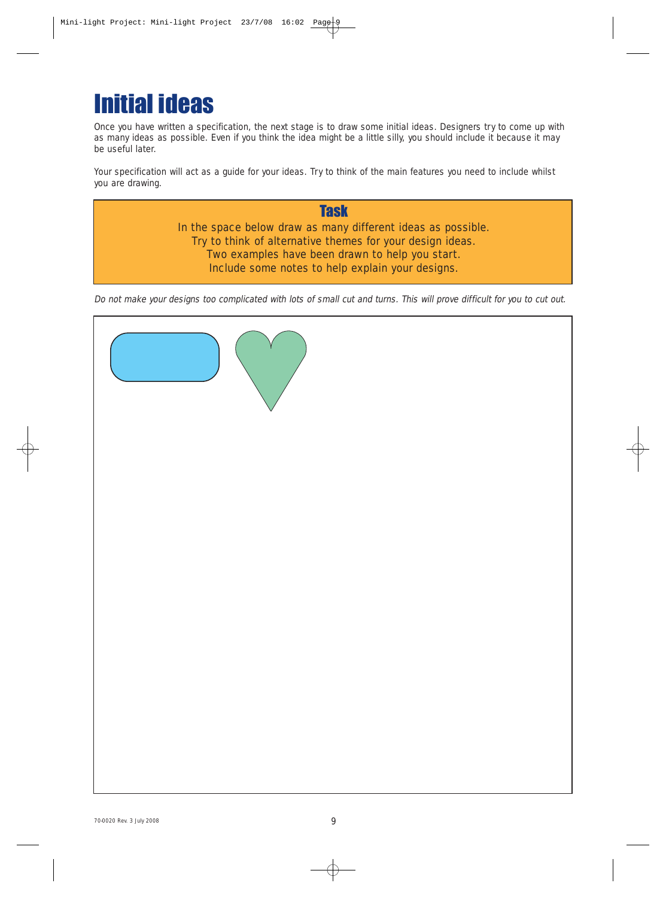# Initial ideas

Once you have written a specification, the next stage is to draw some initial ideas. Designers try to come up with as many ideas as possible. Even if you think the idea might be a little silly, you should include it because it may be useful later.

Your specification will act as a guide for your ideas. Try to think of the main features you need to include whilst you are drawing.

## Task

In the space below draw as many different ideas as possible.
Try to think of alternative themes for your design ideas.
Two examples have been drawn to help you start.
Include some notes to help explain your designs.

*Do not make your designs too complicated with lots of small cut and turns. This will prove difficult for you to cut out.*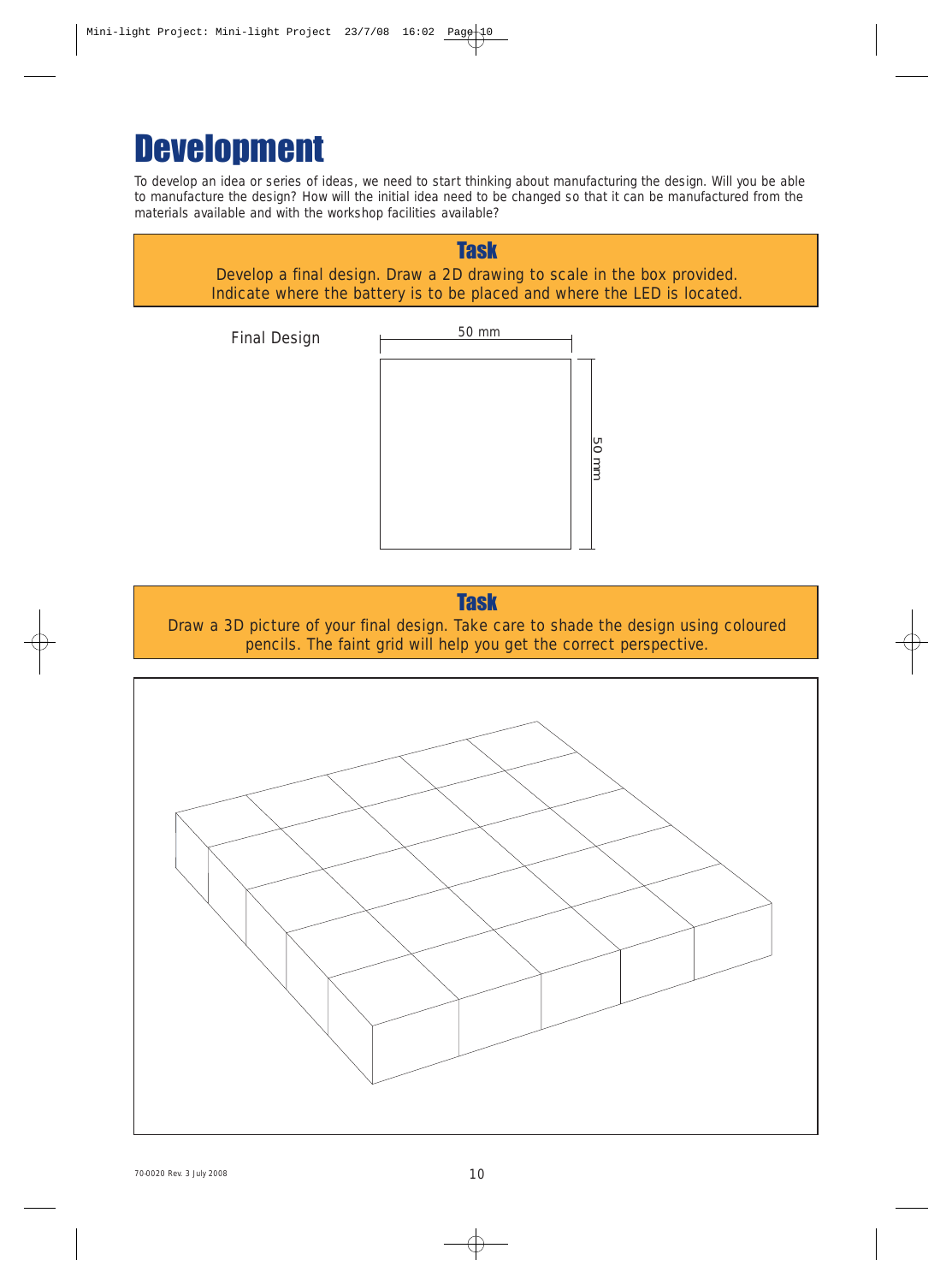# Development

To develop an idea or series of ideas, we need to start thinking about manufacturing the design. Will you be able to manufacture the design? How will the initial idea need to be changed so that it can be manufactured from the materials available and with the workshop facilities available?

## Task

Develop a final design. Draw a 2D drawing to scale in the box provided. Indicate where the battery is to be placed and where the LED is located.

Final Design

50 mm

50 mm

## Task

Draw a 3D picture of your final design. Take care to shade the design using coloured pencils. The faint grid will help you get the correct perspective.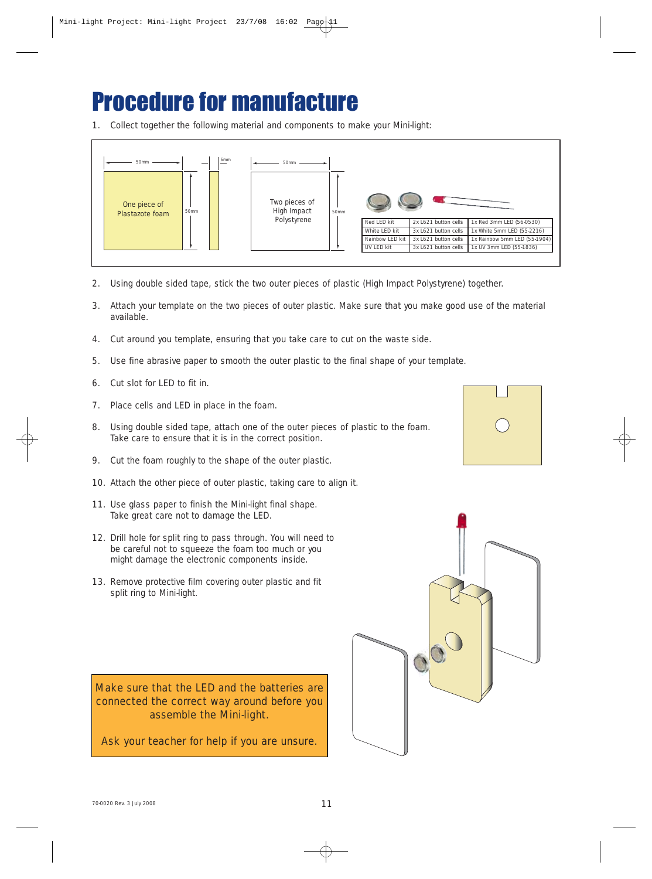# Procedure for manufacture

1. Collect together the following material and components to make your Mini-light:

50mm

One piece of Plastazote foam

50mm

6mm

50mm

Two pieces of High Impact Polystyrene

50mm

| Red LED kit | 2x L621 button cells | 1x Red 3mm LED (56-0530) |
|---|---|---|
| White LED kit | 3x L621 button cells | 1x White 5mm LED (55-2216) |
| Rainbow LED kit | 3x L621 button cells | 1x Rainbow 5mm LED (55-1904) |
| UV LED kit | 3x L621 button cells | 1x UV 3mm LED (55-1836) |

2. Using double sided tape, stick the two outer pieces of plastic (High Impact Polystyrene) together.

3. Attach your template on the two pieces of outer plastic. Make sure that you make good use of the material available.

4. Cut around you template, ensuring that you take care to cut on the waste side.

5. Use fine abrasive paper to smooth the outer plastic to the final shape of your template.

6. Cut slot for LED to fit in.

7. Place cells and LED in place in the foam.

8. Using double sided tape, attach one of the outer pieces of plastic to the foam. Take care to ensure that it is in the correct position.

9. Cut the foam roughly to the shape of the outer plastic.

10. Attach the other piece of outer plastic, taking care to align it.

11. Use glass paper to finish the Mini-light final shape. Take great care not to damage the LED.

12. Drill hole for split ring to pass through. You will need to be careful not to squeeze the foam too much or you might damage the electronic components inside.

13. Remove protective film covering outer plastic and fit split ring to Mini-light.

Make sure that the LED and the batteries are connected the correct way around before you assemble the Mini-light.

Ask your teacher for help if you are unsure.

70-0020 Rev. 3 July 2008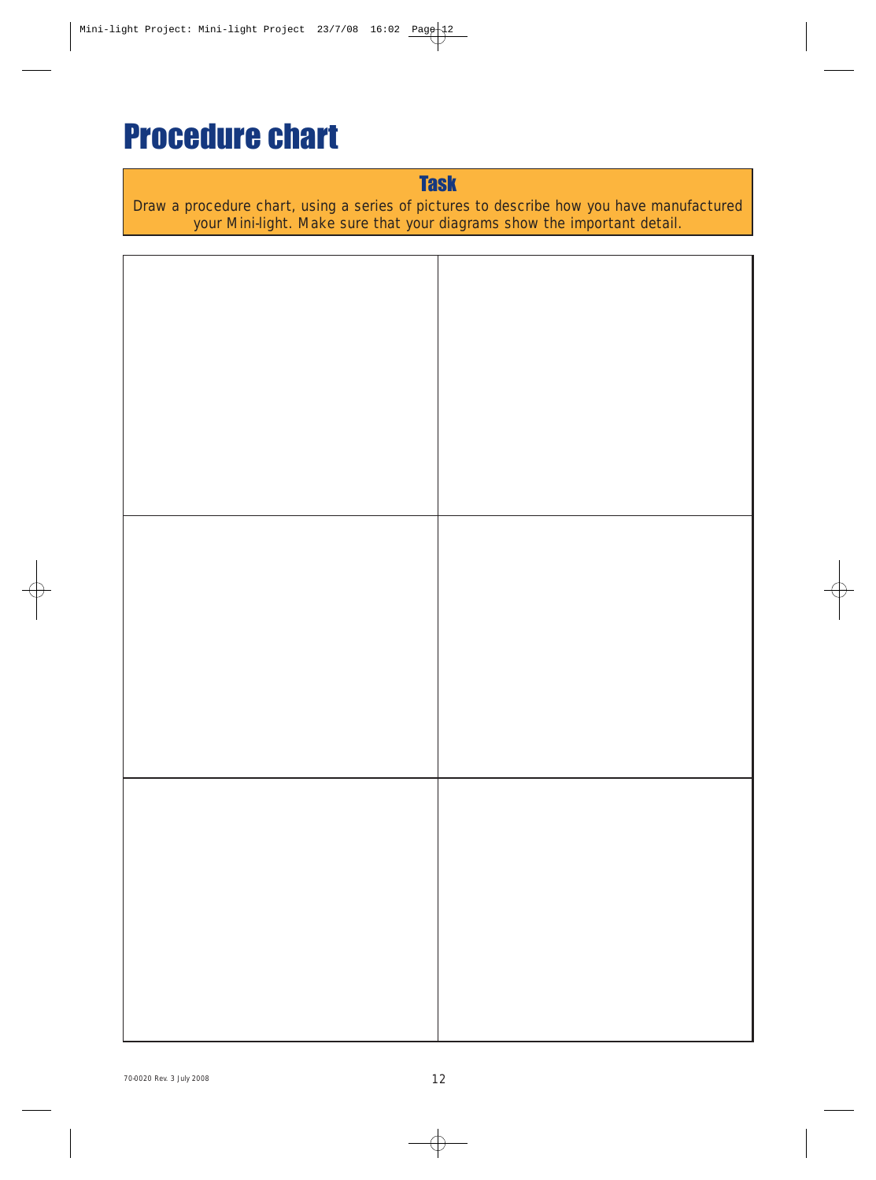# Procedure chart

**Task**

Draw a procedure chart, using a series of pictures to describe how you have manufactured your Mini-light. Make sure that your diagrams show the important detail.

| | |
|---|---|
| | |
| | |
| | |

70-0020 Rev. 3 July 2008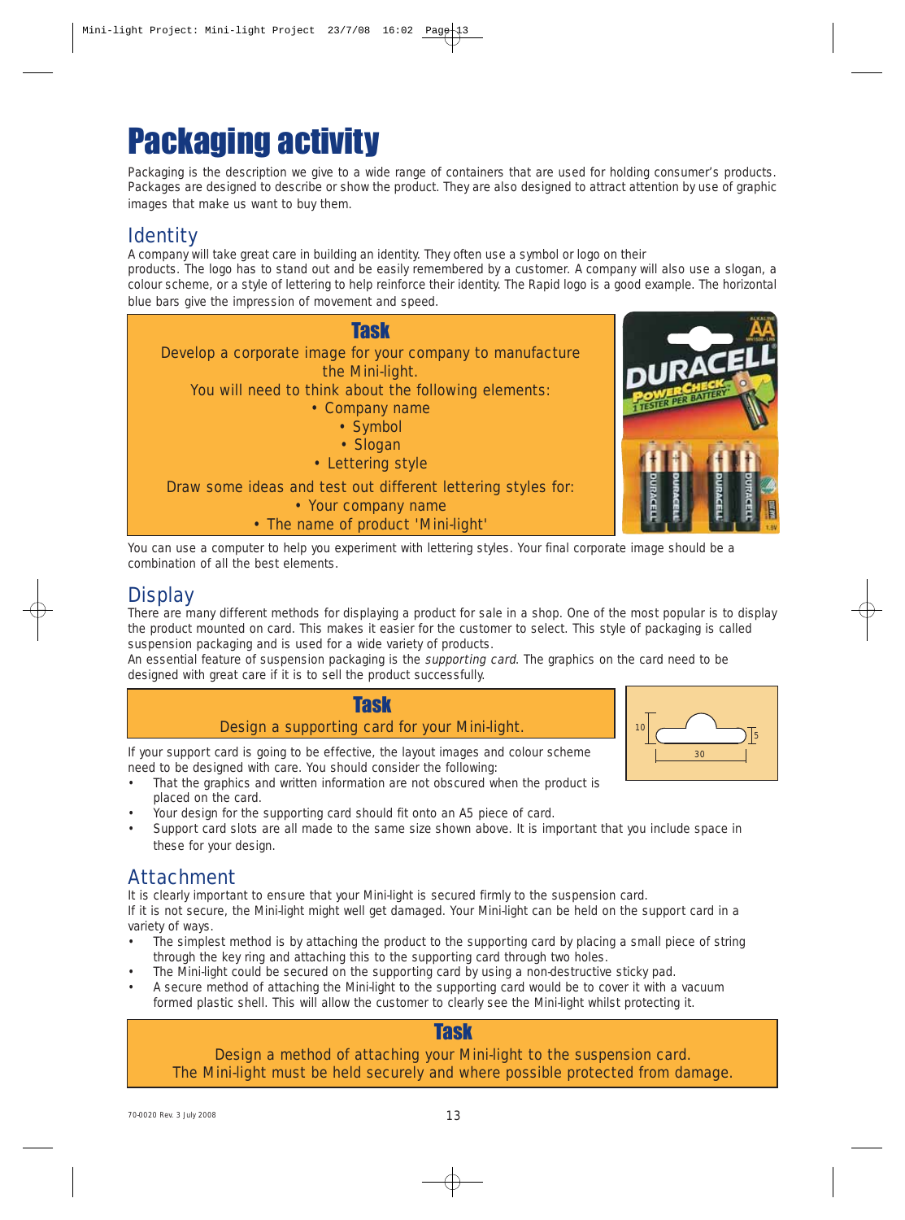# Packaging activity

Packaging is the description we give to a wide range of containers that are used for holding consumer's products. Packages are designed to describe or show the product. They are also designed to attract attention by use of graphic images that make us want to buy them.

## Identity

A company will take great care in building an identity. They often use a symbol or logo on their products. The logo has to stand out and be easily remembered by a customer. A company will also use a slogan, a colour scheme, or a style of lettering to help reinforce their identity. The Rapid logo is a good example. The horizontal blue bars give the impression of movement and speed.

### Task

Develop a corporate image for your company to manufacture the Mini-light.
You will need to think about the following elements:

- Company name
- Symbol
- Slogan
- Lettering style

Draw some ideas and test out different lettering styles for:

- Your company name
- The name of product 'Mini-light'

You can use a computer to help you experiment with lettering styles. Your final corporate image should be a combination of all the best elements.

## Display

There are many different methods for displaying a product for sale in a shop. One of the most popular is to display the product mounted on card. This makes it easier for the customer to select. This style of packaging is called suspension packaging and is used for a wide variety of products.
An essential feature of suspension packaging is the *supporting card*. The graphics on the card need to be designed with great care if it is to sell the product successfully.

### Task

Design a supporting card for your Mini-light.

If your support card is going to be effective, the layout images and colour scheme need to be designed with care. You should consider the following:

- That the graphics and written information are not obscured when the product is placed on the card.
- Your design for the supporting card should fit onto an A5 piece of card.
- Support card slots are all made to the same size shown above. It is important that you include space in these for your design.

## Attachment

It is clearly important to ensure that your Mini-light is secured firmly to the suspension card.
If it is not secure, the Mini-light might well get damaged. Your Mini-light can be held on the support card in a variety of ways.

- The simplest method is by attaching the product to the supporting card by placing a small piece of string through the key ring and attaching this to the supporting card through two holes.
- The Mini-light could be secured on the supporting card by using a non-destructive sticky pad.
- A secure method of attaching the Mini-light to the supporting card would be to cover it with a vacuum formed plastic shell. This will allow the customer to clearly see the Mini-light whilst protecting it.

### Task

Design a method of attaching your Mini-light to the suspension card.
The Mini-light must be held securely and where possible protected from damage.

70-0020 Rev. 3 July 2008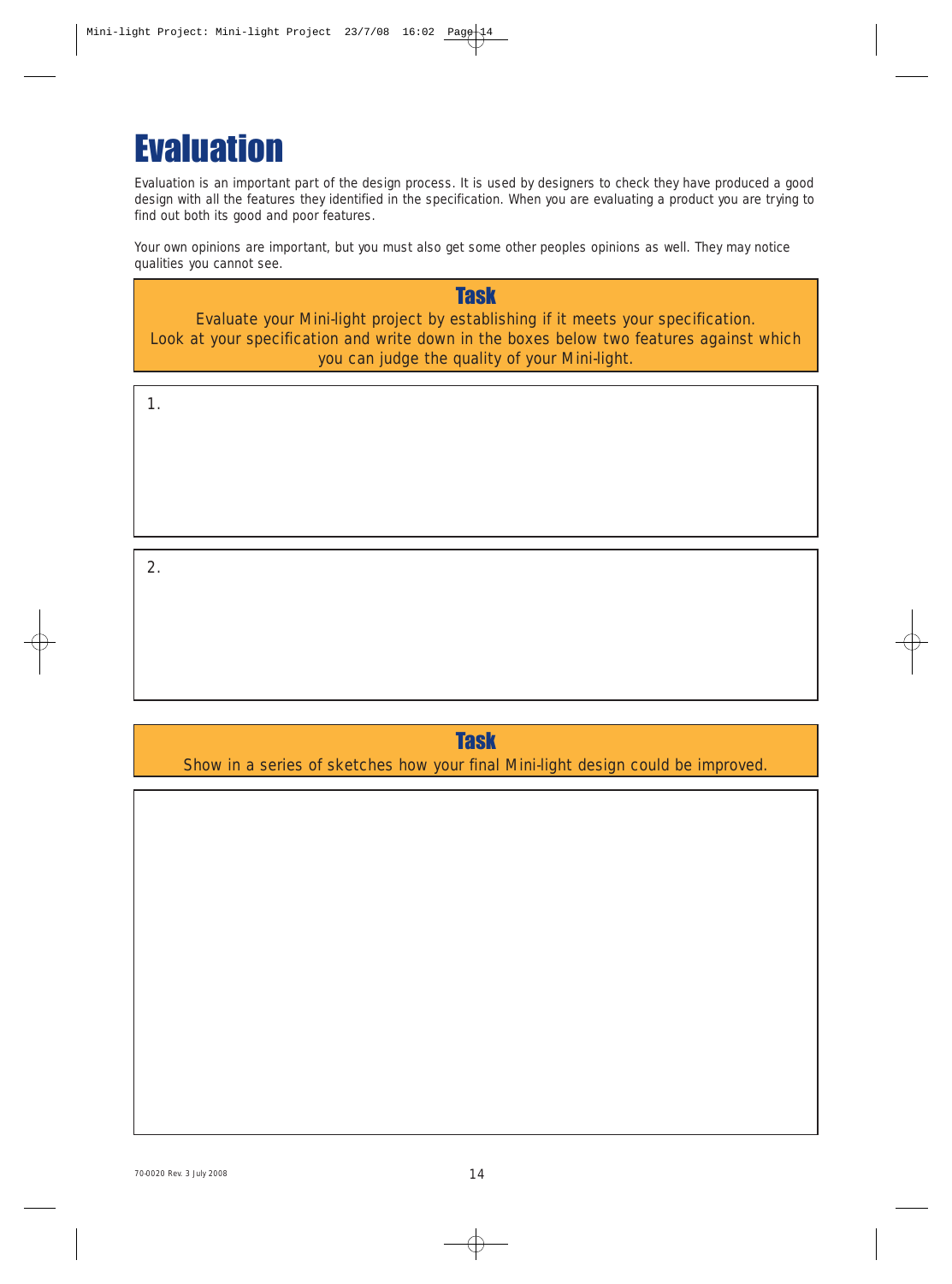# Evaluation

Evaluation is an important part of the design process. It is used by designers to check they have produced a good design with all the features they identified in the specification. When you are evaluating a product you are trying to find out both its good and poor features.

Your own opinions are important, but you must also get some other peoples opinions as well. They may notice qualities you cannot see.

## Task

Evaluate your Mini-light project by establishing if it meets your specification. Look at your specification and write down in the boxes below two features against which you can judge the quality of your Mini-light.

1.

2.

## Task

Show in a series of sketches how your final Mini-light design could be improved.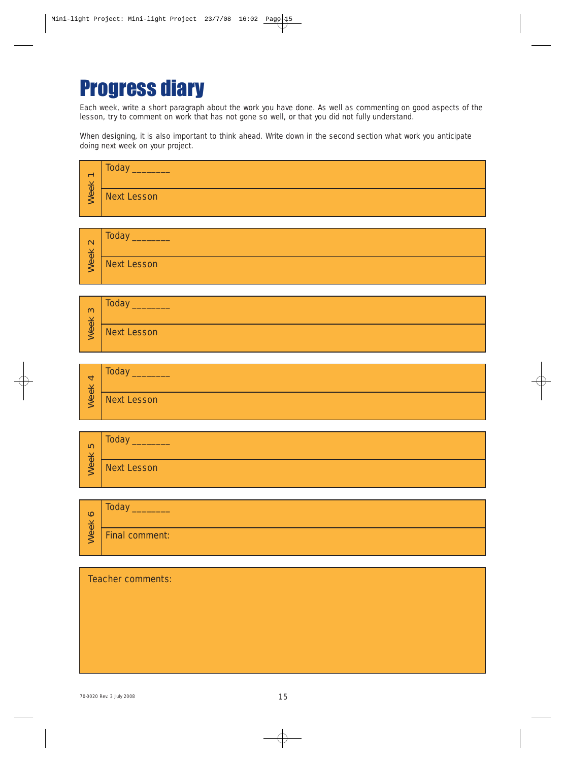# Progress diary

Each week, write a short paragraph about the work you have done. As well as commenting on good aspects of the lesson, try to comment on work that has not gone so well, or that you did not fully understand.

When designing, it is also important to think ahead. Write down in the second section what work you anticipate doing next week on your project.

| Week 1 | Today _______ |
|---|---|
| | Next Lesson |

| Week 2 | Today _______ |
|---|---|
| | Next Lesson |

| Week 3 | Today _______ |
|---|---|
| | Next Lesson |

| Week 4 | Today _______ |
|---|---|
| | Next Lesson |

| Week 5 | Today _______ |
|---|---|
| | Next Lesson |

| Week 6 | Today _______ |
|---|---|
| | Final comment: |

Teacher comments:

70-0020 Rev. 3 July 2008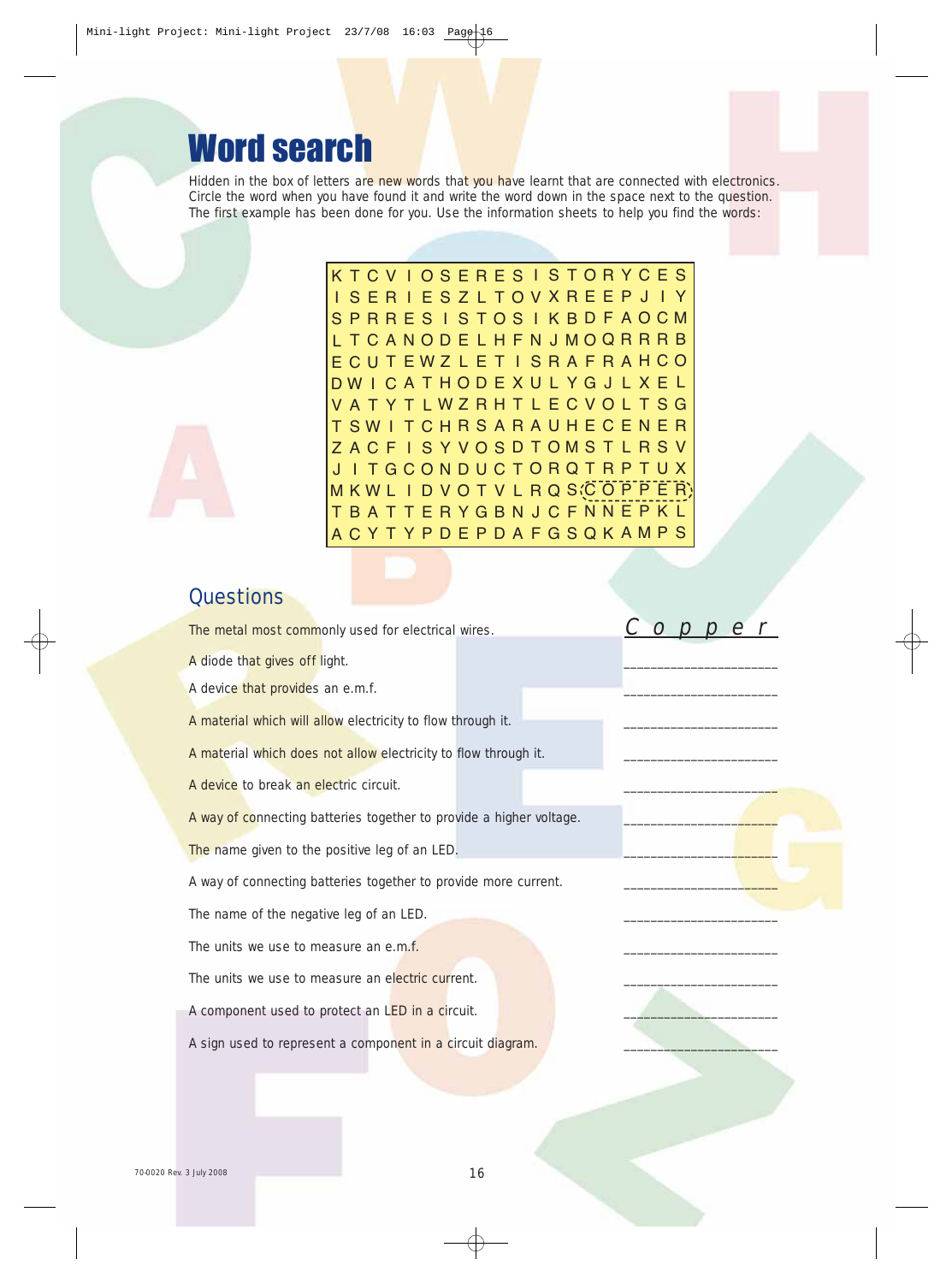# Word search

Hidden in the box of letters are new words that you have learnt that are connected with electronics. Circle the word when you have found it and write the word down in the space next to the question. The first example has been done for you. Use the information sheets to help you find the words:

```
K T C V I O S E R E S I S T O R Y C E S
I S E R I E S Z L T O V X R E E P J I Y
S P R R E S I S T O S I K B D F A O C M
L T C A N O D E L H F N J M O Q R R R B
E C U T E W Z L E T I S R A F R A H C O
D W I C A T H O D E X U L Y G J L X E L
V A T Y T L W Z R H T L E C V O L T S G
T S W I T C H R S A R A U H E C E N E R
Z A C F I S Y V O S D T O M S T L R S V
J I T G C O N D U C T O R Q T R P T U X
M K W L I D V O T V L R Q S C O P P E R
T B A T T E R Y G B N J C F N N E P K L
A C Y T Y P D E P D A F G S Q K A M P S
```

## Questions

| | |
|---|---|
| The metal most commonly used for electrical wires. | *Copper* |
| A diode that gives off light. | ______________________ |
| A device that provides an e.m.f. | ______________________ |
| A material which will allow electricity to flow through it. | ______________________ |
| A material which does not allow electricity to flow through it. | ______________________ |
| A device to break an electric circuit. | ______________________ |
| A way of connecting batteries together to provide a higher voltage. | ______________________ |
| The name given to the positive leg of an LED. | ______________________ |
| A way of connecting batteries together to provide more current. | ______________________ |
| The name of the negative leg of an LED. | ______________________ |
| The units we use to measure an e.m.f. | ______________________ |
| The units we use to measure an electric current. | ______________________ |
| A component used to protect an LED in a circuit. | ______________________ |
| A sign used to represent a component in a circuit diagram. | ______________________ |

70-0020 Rev. 3 July 2008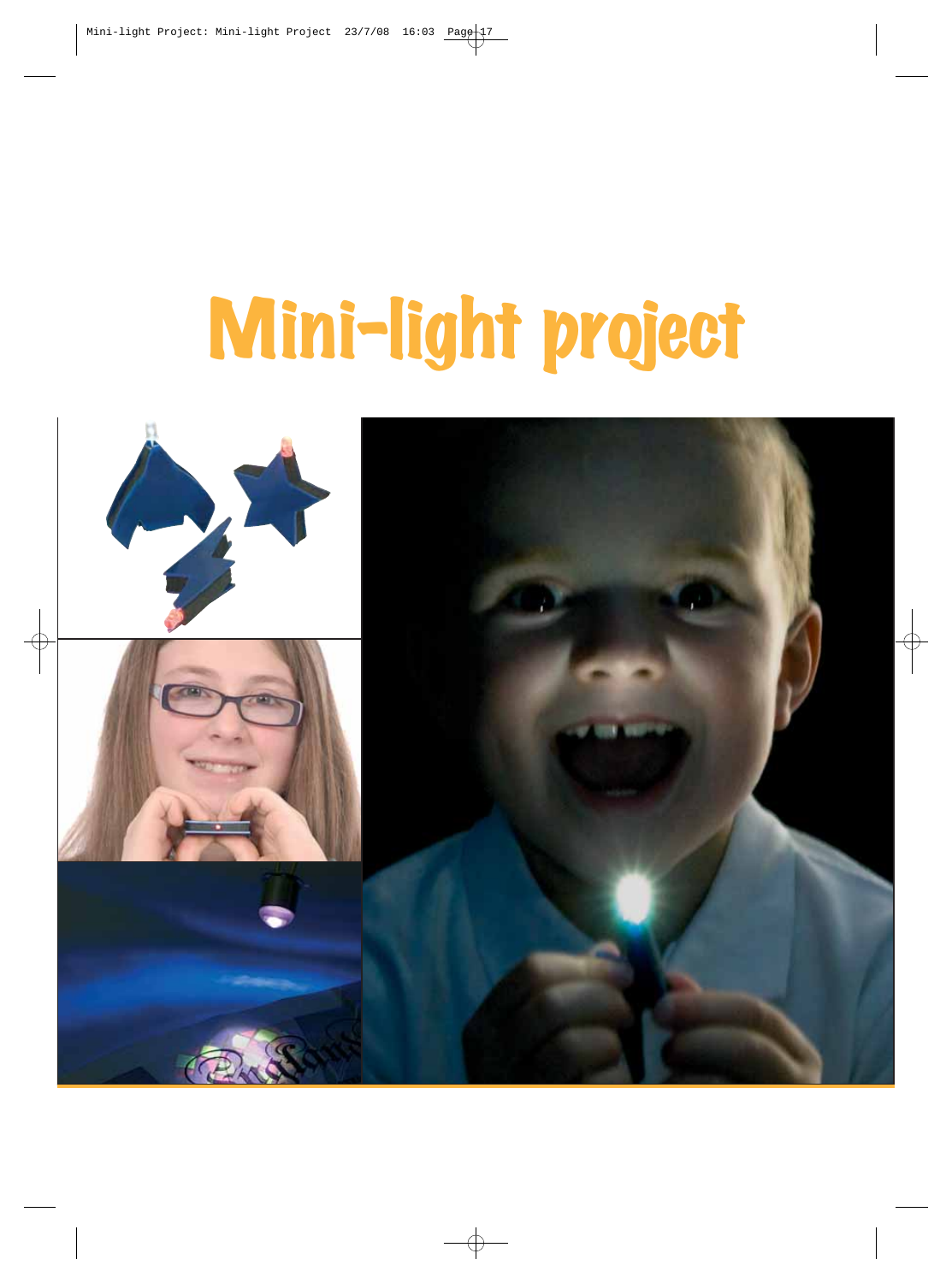# Mini-light project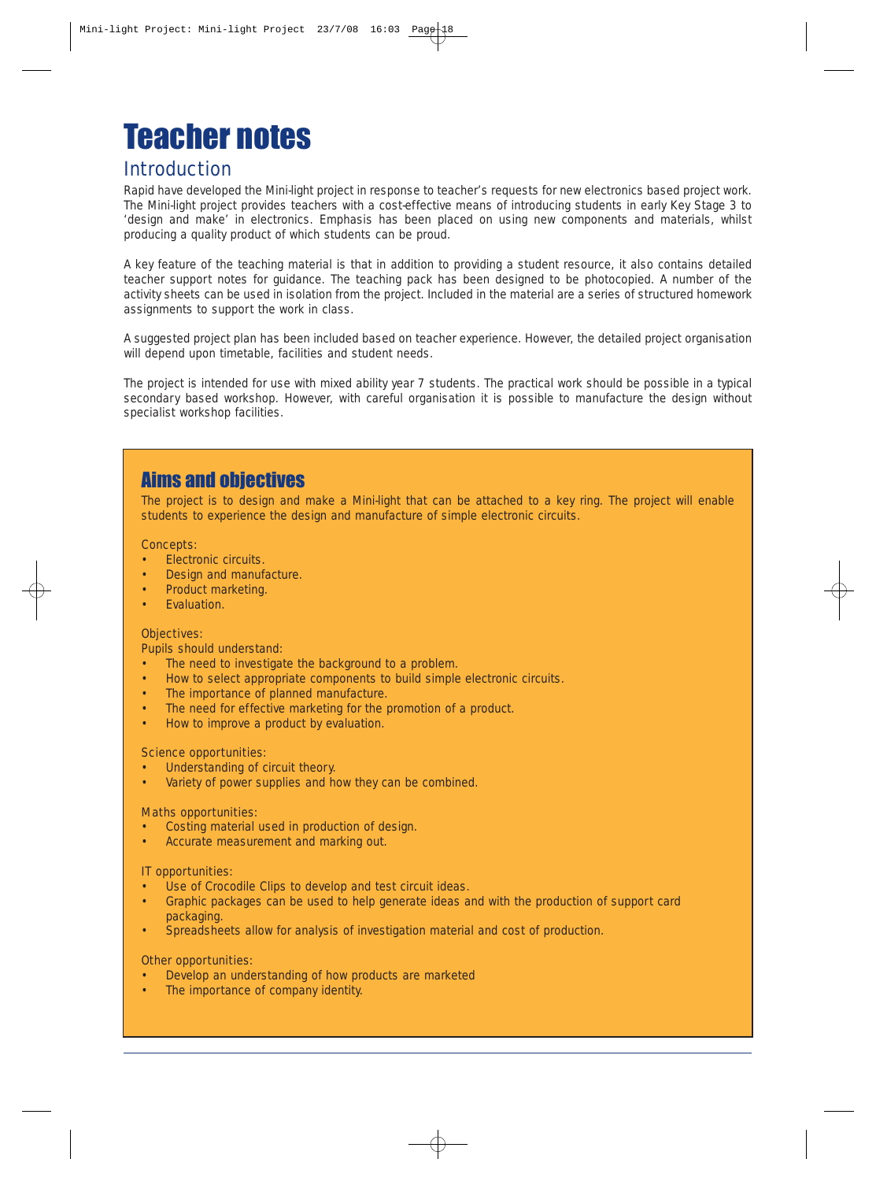# Teacher notes

## Introduction

Rapid have developed the Mini-light project in response to teacher's requests for new electronics based project work. The Mini-light project provides teachers with a cost-effective means of introducing students in early Key Stage 3 to 'design and make' in electronics. Emphasis has been placed on using new components and materials, whilst producing a quality product of which students can be proud.

A key feature of the teaching material is that in addition to providing a student resource, it also contains detailed teacher support notes for guidance. The teaching pack has been designed to be photocopied. A number of the activity sheets can be used in isolation from the project. Included in the material are a series of structured homework assignments to support the work in class.

A suggested project plan has been included based on teacher experience. However, the detailed project organisation will depend upon timetable, facilities and student needs.

The project is intended for use with mixed ability year 7 students. The practical work should be possible in a typical secondary based workshop. However, with careful organisation it is possible to manufacture the design without specialist workshop facilities.

## Aims and objectives

The project is to design and make a Mini-light that can be attached to a key ring. The project will enable students to experience the design and manufacture of simple electronic circuits.

Concepts:

- Electronic circuits.
- Design and manufacture.
- Product marketing.
- Evaluation.

Objectives:

Pupils should understand:

- The need to investigate the background to a problem.
- How to select appropriate components to build simple electronic circuits.
- The importance of planned manufacture.
- The need for effective marketing for the promotion of a product.
- How to improve a product by evaluation.

Science opportunities:

- Understanding of circuit theory.
- Variety of power supplies and how they can be combined.

Maths opportunities:

- Costing material used in production of design.
- Accurate measurement and marking out.

IT opportunities:

- Use of Crocodile Clips to develop and test circuit ideas.
- Graphic packages can be used to help generate ideas and with the production of support card packaging.
- Spreadsheets allow for analysis of investigation material and cost of production.

Other opportunities:

- Develop an understanding of how products are marketed
- The importance of company identity.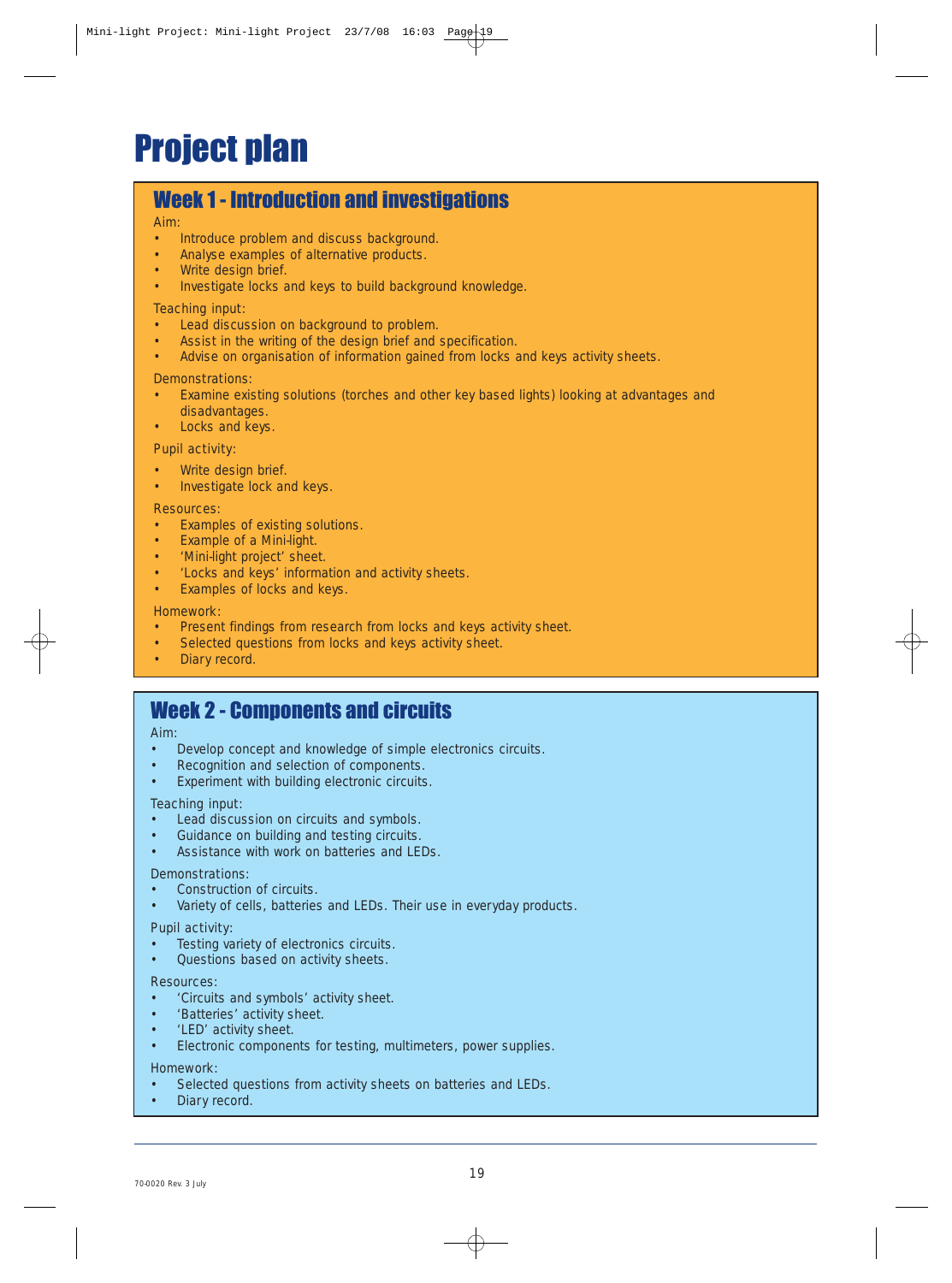# Project plan

## Week 1 - Introduction and investigations

Aim:

- Introduce problem and discuss background.
- Analyse examples of alternative products.
- Write design brief.
- Investigate locks and keys to build background knowledge.

Teaching input:

- Lead discussion on background to problem.
- Assist in the writing of the design brief and specification.
- Advise on organisation of information gained from locks and keys activity sheets.

Demonstrations:

- Examine existing solutions (torches and other key based lights) looking at advantages and disadvantages.
- Locks and keys.

Pupil activity:

- Write design brief.
- Investigate lock and keys.

Resources:

- Examples of existing solutions.
- Example of a Mini-light.
- 'Mini-light project' sheet.
- 'Locks and keys' information and activity sheets.
- Examples of locks and keys.

Homework:

- Present findings from research from locks and keys activity sheet.
- Selected questions from locks and keys activity sheet.
- Diary record.

## Week 2 - Components and circuits

Aim:

- Develop concept and knowledge of simple electronics circuits.
- Recognition and selection of components.
- Experiment with building electronic circuits.

Teaching input:

- Lead discussion on circuits and symbols.
- Guidance on building and testing circuits.
- Assistance with work on batteries and LEDs.

Demonstrations:

- Construction of circuits.
- Variety of cells, batteries and LEDs. Their use in everyday products.

Pupil activity:

- Testing variety of electronics circuits.
- Questions based on activity sheets.

Resources:

- 'Circuits and symbols' activity sheet.
- 'Batteries' activity sheet.
- 'LED' activity sheet.
- Electronic components for testing, multimeters, power supplies.

Homework:

- Selected questions from activity sheets on batteries and LEDs.
- Diary record.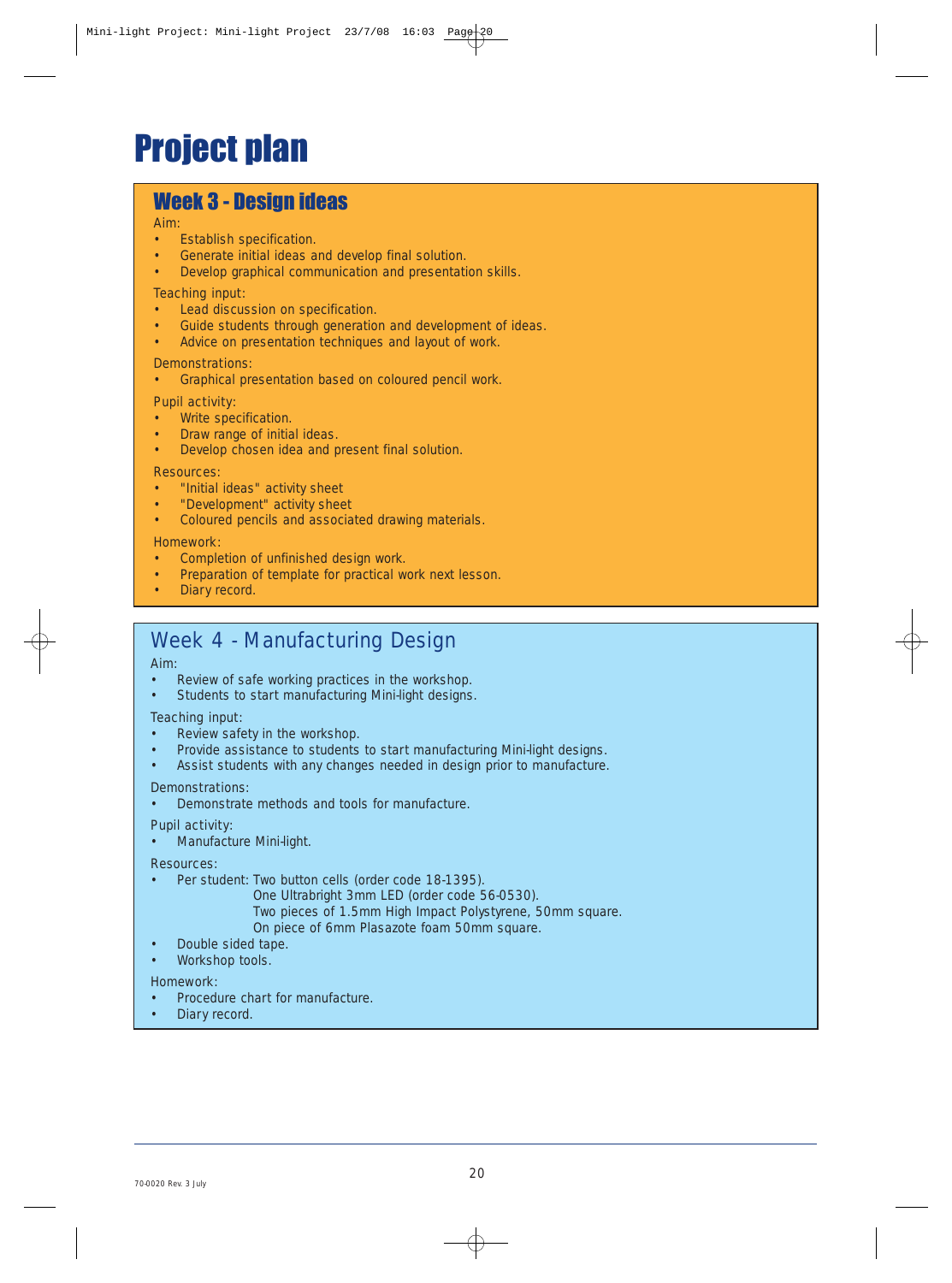# Project plan

## Week 3 - Design ideas

Aim:

- Establish specification.
- Generate initial ideas and develop final solution.
- Develop graphical communication and presentation skills.

Teaching input:

- Lead discussion on specification.
- Guide students through generation and development of ideas.
- Advice on presentation techniques and layout of work.

Demonstrations:

- Graphical presentation based on coloured pencil work.

Pupil activity:

- Write specification.
- Draw range of initial ideas.
- Develop chosen idea and present final solution.

Resources:

- "Initial ideas" activity sheet
- "Development" activity sheet
- Coloured pencils and associated drawing materials.

Homework:

- Completion of unfinished design work.
- Preparation of template for practical work next lesson.
- Diary record.

## Week 4 - Manufacturing Design

Aim:

- Review of safe working practices in the workshop.
- Students to start manufacturing Mini-light designs.

Teaching input:

- Review safety in the workshop.
- Provide assistance to students to start manufacturing Mini-light designs.
- Assist students with any changes needed in design prior to manufacture.

Demonstrations:

- Demonstrate methods and tools for manufacture.

Pupil activity:

- Manufacture Mini-light.

Resources:

- Per student: Two button cells (order code 18-1395).
  One Ultrabright 3mm LED (order code 56-0530).
  Two pieces of 1.5mm High Impact Polystyrene, 50mm square.
  On piece of 6mm Plasazote foam 50mm square.
- Double sided tape.
- Workshop tools.

Homework:

- Procedure chart for manufacture.
- Diary record.

70-0020 Rev. 3 July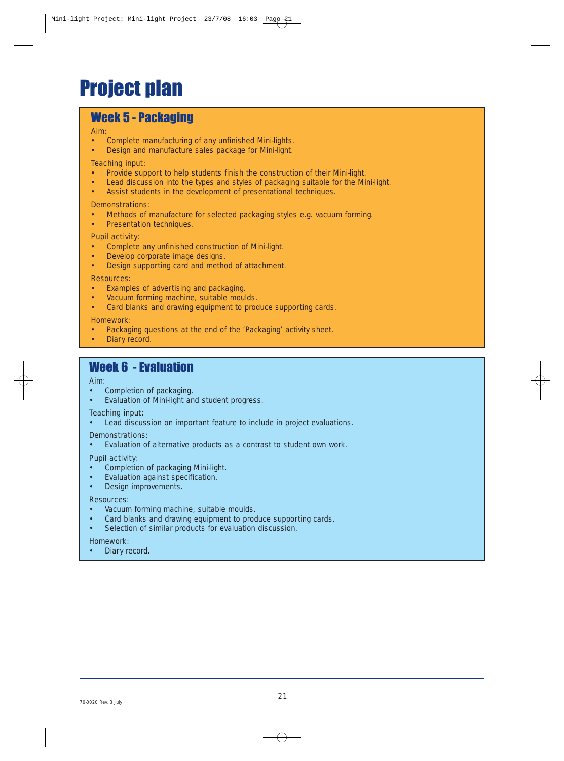# Project plan

## Week 5 - Packaging

Aim:
- Complete manufacturing of any unfinished Mini-lights.
- Design and manufacture sales package for Mini-light.

Teaching input:
- Provide support to help students finish the construction of their Mini-light.
- Lead discussion into the types and styles of packaging suitable for the Mini-light.
- Assist students in the development of presentational techniques.

Demonstrations:
- Methods of manufacture for selected packaging styles e.g. vacuum forming.
- Presentation techniques.

Pupil activity:
- Complete any unfinished construction of Mini-light.
- Develop corporate image designs.
- Design supporting card and method of attachment.

Resources:
- Examples of advertising and packaging.
- Vacuum forming machine, suitable moulds.
- Card blanks and drawing equipment to produce supporting cards.

Homework:
- Packaging questions at the end of the 'Packaging' activity sheet.
- Diary record.

## Week 6 - Evaluation

Aim:
- Completion of packaging.
- Evaluation of Mini-light and student progress.

Teaching input:
- Lead discussion on important feature to include in project evaluations.

Demonstrations:
- Evaluation of alternative products as a contrast to student own work.

Pupil activity:
- Completion of packaging Mini-light.
- Evaluation against specification.
- Design improvements.

Resources:
- Vacuum forming machine, suitable moulds.
- Card blanks and drawing equipment to produce supporting cards.
- Selection of similar products for evaluation discussion.

Homework:
- Diary record.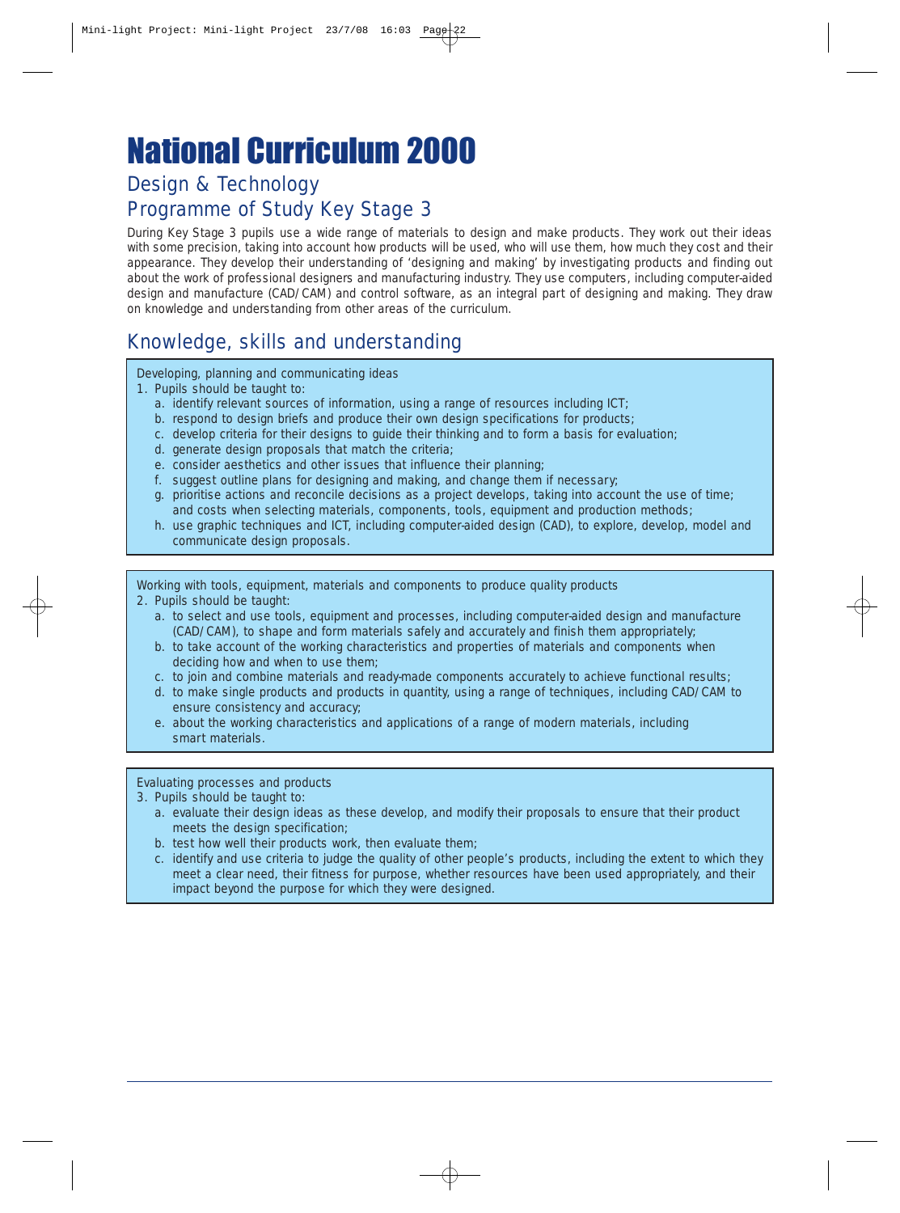# National Curriculum 2000

## Design & Technology

## Programme of Study Key Stage 3

During Key Stage 3 pupils use a wide range of materials to design and make products. They work out their ideas with some precision, taking into account how products will be used, who will use them, how much they cost and their appearance. They develop their understanding of 'designing and making' by investigating products and finding out about the work of professional designers and manufacturing industry. They use computers, including computer-aided design and manufacture (CAD/CAM) and control software, as an integral part of designing and making. They draw on knowledge and understanding from other areas of the curriculum.

## Knowledge, skills and understanding

Developing, planning and communicating ideas

1. Pupils should be taught to:
   a. identify relevant sources of information, using a range of resources including ICT;
   b. respond to design briefs and produce their own design specifications for products;
   c. develop criteria for their designs to guide their thinking and to form a basis for evaluation;
   d. generate design proposals that match the criteria;
   e. consider aesthetics and other issues that influence their planning;
   f. suggest outline plans for designing and making, and change them if necessary;
   g. prioritise actions and reconcile decisions as a project develops, taking into account the use of time; and costs when selecting materials, components, tools, equipment and production methods;
   h. use graphic techniques and ICT, including computer-aided design (CAD), to explore, develop, model and communicate design proposals.

Working with tools, equipment, materials and components to produce quality products

2. Pupils should be taught:
   a. to select and use tools, equipment and processes, including computer-aided design and manufacture (CAD/CAM), to shape and form materials safely and accurately and finish them appropriately;
   b. to take account of the working characteristics and properties of materials and components when deciding how and when to use them;
   c. to join and combine materials and ready-made components accurately to achieve functional results;
   d. to make single products and products in quantity, using a range of techniques, including CAD/CAM to ensure consistency and accuracy;
   e. about the working characteristics and applications of a range of modern materials, including smart materials.

Evaluating processes and products

3. Pupils should be taught to:
   a. evaluate their design ideas as these develop, and modify their proposals to ensure that their product meets the design specification;
   b. test how well their products work, then evaluate them;
   c. identify and use criteria to judge the quality of other people's products, including the extent to which they meet a clear need, their fitness for purpose, whether resources have been used appropriately, and their impact beyond the purpose for which they were designed.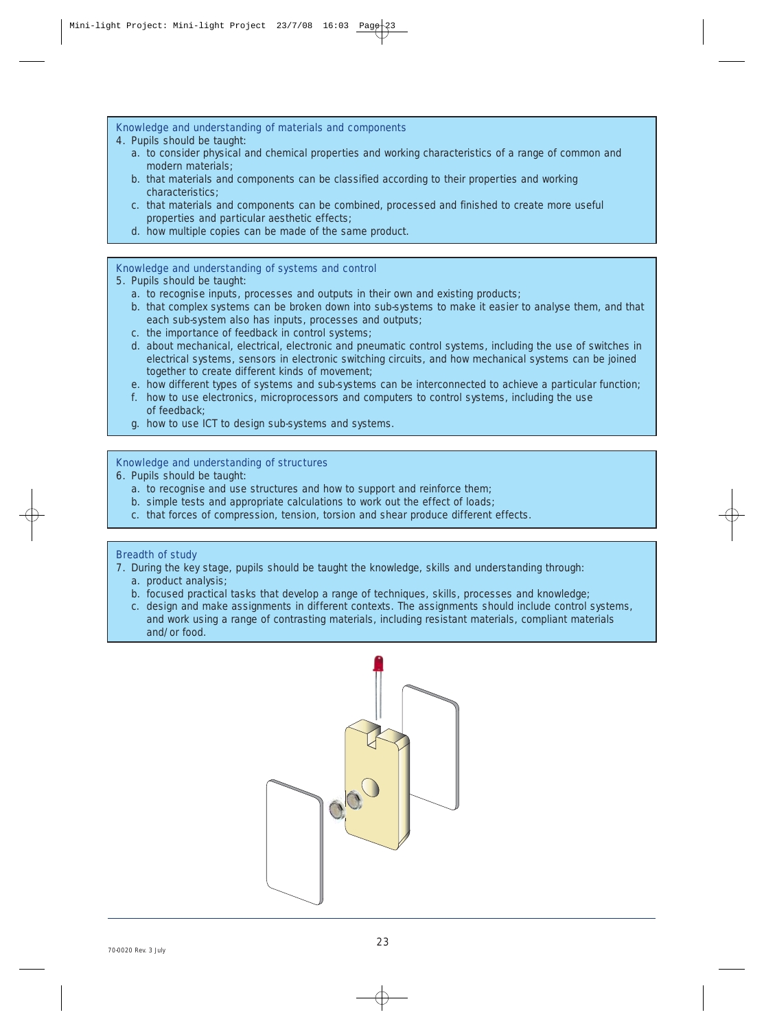### Knowledge and understanding of materials and components

4. Pupils should be taught:
   a. to consider physical and chemical properties and working characteristics of a range of common and modern materials;
   b. that materials and components can be classified according to their properties and working characteristics;
   c. that materials and components can be combined, processed and finished to create more useful properties and particular aesthetic effects;
   d. how multiple copies can be made of the same product.

### Knowledge and understanding of systems and control

5. Pupils should be taught:
   a. to recognise inputs, processes and outputs in their own and existing products;
   b. that complex systems can be broken down into sub-systems to make it easier to analyse them, and that each sub-system also has inputs, processes and outputs;
   c. the importance of feedback in control systems;
   d. about mechanical, electrical, electronic and pneumatic control systems, including the use of switches in electrical systems, sensors in electronic switching circuits, and how mechanical systems can be joined together to create different kinds of movement;
   e. how different types of systems and sub-systems can be interconnected to achieve a particular function;
   f. how to use electronics, microprocessors and computers to control systems, including the use of feedback;
   g. how to use ICT to design sub-systems and systems.

### Knowledge and understanding of structures

6. Pupils should be taught:
   a. to recognise and use structures and how to support and reinforce them;
   b. simple tests and appropriate calculations to work out the effect of loads;
   c. that forces of compression, tension, torsion and shear produce different effects.

### Breadth of study

7. During the key stage, pupils should be taught the knowledge, skills and understanding through:
   a. product analysis;
   b. focused practical tasks that develop a range of techniques, skills, processes and knowledge;
   c. design and make assignments in different contexts. The assignments should include control systems, and work using a range of contrasting materials, including resistant materials, compliant materials and/or food.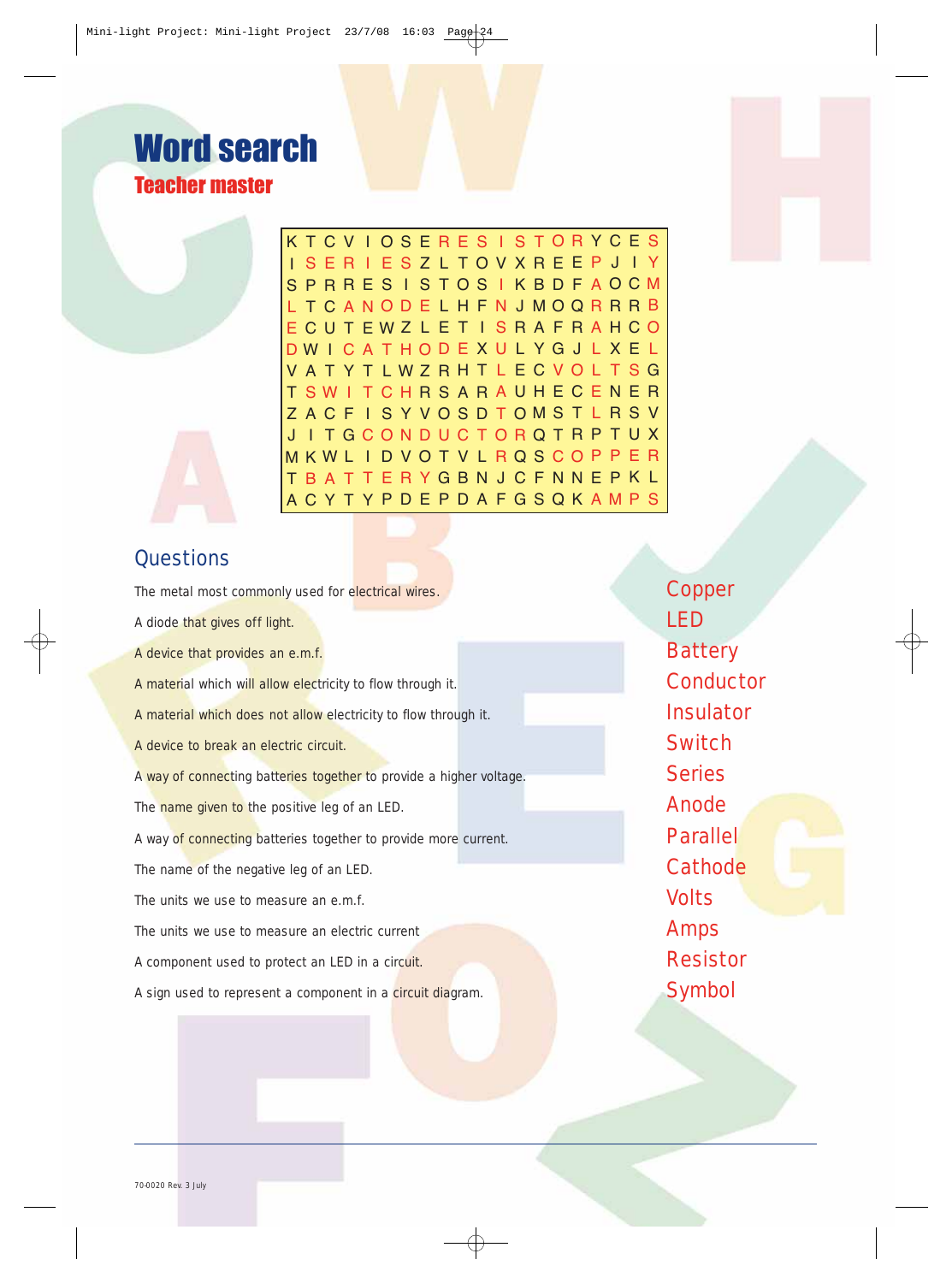# Word search

## Teacher master

| | | | | | | | | | | | | | | | | | | |
|---|---|---|---|---|---|---|---|---|---|---|---|---|---|---|---|---|---|---|
| K | T | C | V | I | O | S | E | R | E | S | I | S | T | O | R | Y | C | E | S |
| I | S | E | R | I | E | S | Z | L | T | O | V | X | R | E | E | P | J | I | Y |
| S | P | R | R | E | S | I | S | T | O | S | I | K | B | D | F | A | O | C | M |
| L | T | C | A | N | O | D | E | L | H | F | N | J | M | O | Q | R | R | R | B |
| E | C | U | T | E | W | Z | L | E | T | I | S | R | A | F | R | A | H | C | O |
| D | W | I | C | A | T | H | O | D | E | X | U | L | Y | G | J | L | X | E | L |
| V | A | T | Y | T | L | W | Z | R | H | T | L | E | C | V | O | L | T | S | G |
| T | S | W | I | T | C | H | R | S | A | R | A | U | H | E | C | E | N | E | R |
| Z | A | C | F | I | S | Y | V | O | S | D | T | O | M | S | T | L | R | S | V |
| J | I | T | G | C | O | N | D | U | C | T | O | R | Q | T | R | P | T | U | X |
| M | K | W | L | I | D | V | O | T | V | L | R | Q | S | C | O | P | P | E | R |
| T | B | A | T | T | E | R | Y | G | B | N | J | C | F | N | N | E | P | K | L |
| A | C | Y | T | Y | P | D | E | P | D | A | F | G | S | Q | K | A | M | P | S |

## Questions

| | |
|---|---|
| The metal most commonly used for electrical wires. | Copper |
| A diode that gives off light. | LED |
| A device that provides an e.m.f. | Battery |
| A material which will allow electricity to flow through it. | Conductor |
| A material which does not allow electricity to flow through it. | Insulator |
| A device to break an electric circuit. | Switch |
| A way of connecting batteries together to provide a higher voltage. | Series |
| The name given to the positive leg of an LED. | Anode |
| A way of connecting batteries together to provide more current. | Parallel |
| The name of the negative leg of an LED. | Cathode |
| The units we use to measure an e.m.f. | Volts |
| The units we use to measure an electric current | Amps |
| A component used to protect an LED in a circuit. | Resistor |
| A sign used to represent a component in a circuit diagram. | Symbol |

70-0020 Rev. 3 July